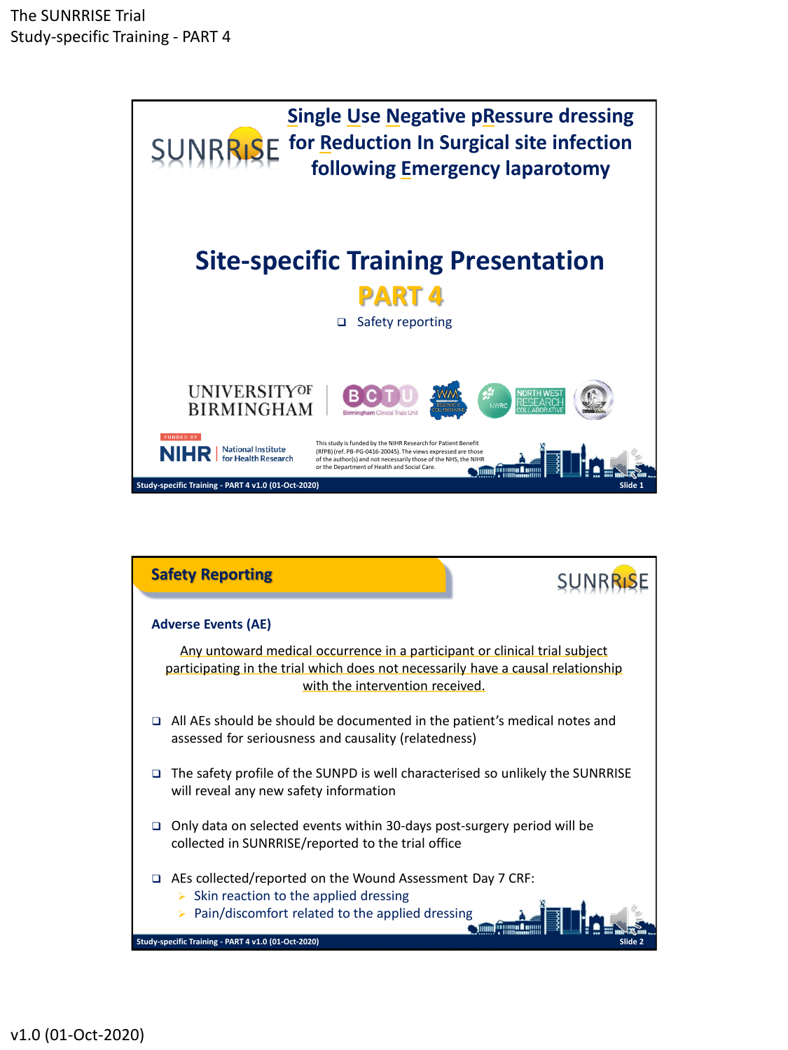# The SUNRRISE Trial

## Study-specific Training - PART 4

**Single Use Negative pRessure dressing for Reduction In Surgical site infection following Emergency laparotomy**

# Site-specific Training Presentation

## PART 4

- Safety reporting

UNIVERSITY OF BIRMINGHAM

FUNDED BY NIHR | National Institute for Health Research

This study is funded by the NIHR Research for Patient Benefit (RfPB) (ref. PB-PG-0416-20045). The views expressed are those of the author(s) and not necessarily those of the NHS, the NIHR or the Department of Health and Social Care.

Study-specific Training - PART 4 v1.0 (01-Oct-2020) — Slide 1

---

## Safety Reporting

### Adverse Events (AE)

Any untoward medical occurrence in a participant or clinical trial subject participating in the trial which does not necessarily have a causal relationship with the intervention received.

- All AEs should be should be documented in the patient's medical notes and assessed for seriousness and causality (relatedness)
- The safety profile of the SUNPD is well characterised so unlikely the SUNRRISE will reveal any new safety information
- Only data on selected events within 30-days post-surgery period will be collected in SUNRRISE/reported to the trial office
- AEs collected/reported on the Wound Assessment Day 7 CRF:
  - Skin reaction to the applied dressing
  - Pain/discomfort related to the applied dressing

Study-specific Training - PART 4 v1.0 (01-Oct-2020) — Slide 2

v1.0 (01-Oct-2020)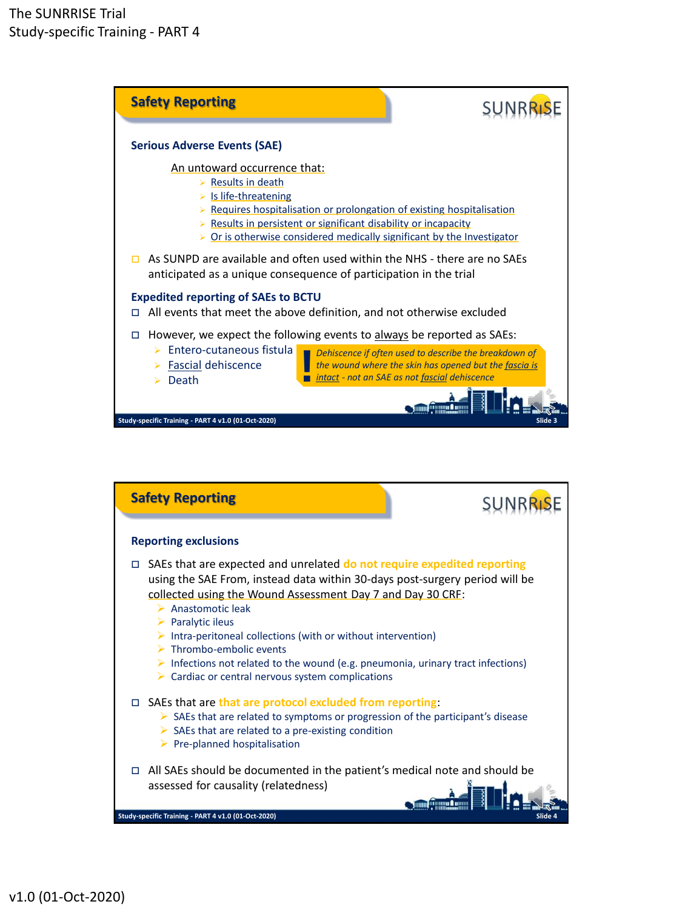## Safety Reporting

### Serious Adverse Events (SAE)

An untoward occurrence that:

- Results in death
- Is life-threatening
- Requires hospitalisation or prolongation of existing hospitalisation
- Results in persistent or significant disability or incapacity
- Or is otherwise considered medically significant by the Investigator

- As SUNPD are available and often used within the NHS - there are no SAEs anticipated as a unique consequence of participation in the trial

### Expedited reporting of SAEs to BCTU

- All events that meet the above definition, and not otherwise excluded
- However, we expect the following events to always be reported as SAEs:
  - Entero-cutaneous fistula
  - Fascial dehiscence
  - Death

*Dehiscence if often used to describe the breakdown of the wound where the skin has opened but the fascia is intact - not an SAE as not fascial dehiscence*

Study-specific Training - PART 4 v1.0 (01-Oct-2020) Slide 3

## Safety Reporting

### Reporting exclusions

- SAEs that are expected and unrelated **do not require expedited reporting** using the SAE From, instead data within 30-days post-surgery period will be collected using the Wound Assessment Day 7 and Day 30 CRF:
  - Anastomotic leak
  - Paralytic ileus
  - Intra-peritoneal collections (with or without intervention)
  - Thrombo-embolic events
  - Infections not related to the wound (e.g. pneumonia, urinary tract infections)
  - Cardiac or central nervous system complications
- SAEs that are **that are protocol excluded from reporting**:
  - SAEs that are related to symptoms or progression of the participant's disease
  - SAEs that are related to a pre-existing condition
  - Pre-planned hospitalisation
- All SAEs should be documented in the patient's medical note and should be assessed for causality (relatedness)

Study-specific Training - PART 4 v1.0 (01-Oct-2020) Slide 4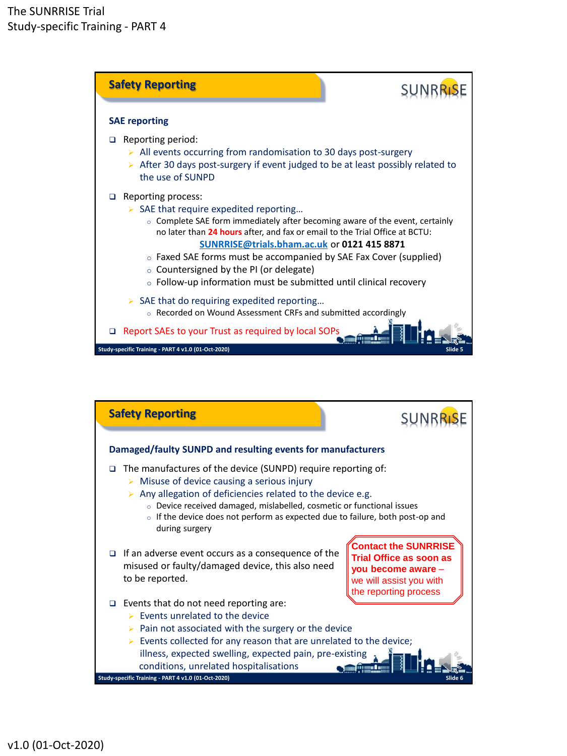The SUNRRISE Trial
Study-specific Training - PART 4

## Safety Reporting

SUNRRISE

### SAE reporting

- Reporting period:
  - All events occurring from randomisation to 30 days post-surgery
  - After 30 days post-surgery if event judged to be at least possibly related to the use of SUNPD
- Reporting process:
  - SAE that require expedited reporting…
    - Complete SAE form immediately after becoming aware of the event, certainly no later than **24 hours** after, and fax or email to the Trial Office at BCTU: SUNRRISE@trials.bham.ac.uk or **0121 415 8871**
    - Faxed SAE forms must be accompanied by SAE Fax Cover (supplied)
    - Countersigned by the PI (or delegate)
    - Follow-up information must be submitted until clinical recovery
  - SAE that do requiring expedited reporting…
    - Recorded on Wound Assessment CRFs and submitted accordingly
- Report SAEs to your Trust as required by local SOPs

Study-specific Training - PART 4 v1.0 (01-Oct-2020) Slide 5

## Safety Reporting

SUNRRISE

### Damaged/faulty SUNPD and resulting events for manufacturers

- The manufactures of the device (SUNPD) require reporting of:
  - Misuse of device causing a serious injury
  - Any allegation of deficiencies related to the device e.g.
    - Device received damaged, mislabelled, cosmetic or functional issues
    - If the device does not perform as expected due to failure, both post-op and during surgery
- If an adverse event occurs as a consequence of the misused or faulty/damaged device, this also need to be reported.

**Contact the SUNRRISE Trial Office as soon as you become aware** – we will assist you with the reporting process

- Events that do not need reporting are:
  - Events unrelated to the device
  - Pain not associated with the surgery or the device
  - Events collected for any reason that are unrelated to the device; illness, expected swelling, expected pain, pre-existing conditions, unrelated hospitalisations

Study-specific Training - PART 4 v1.0 (01-Oct-2020) Slide 6

v1.0 (01-Oct-2020)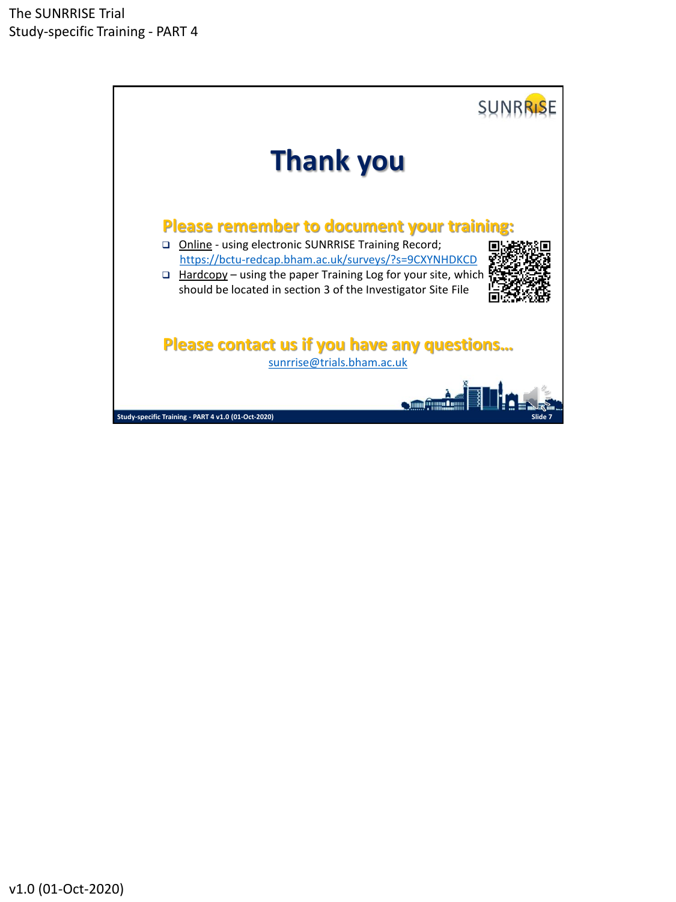SUNRRISE

# Thank you

## Please remember to document your training:

- Online - using electronic SUNRRISE Training Record; https://bctu-redcap.bham.ac.uk/surveys/?s=9CXYNHDKCD
- Hardcopy – using the paper Training Log for your site, which should be located in section 3 of the Investigator Site File

## Please contact us if you have any questions…

sunrrise@trials.bham.ac.uk

Study-specific Training - PART 4 v1.0 (01-Oct-2020)

Slide 7